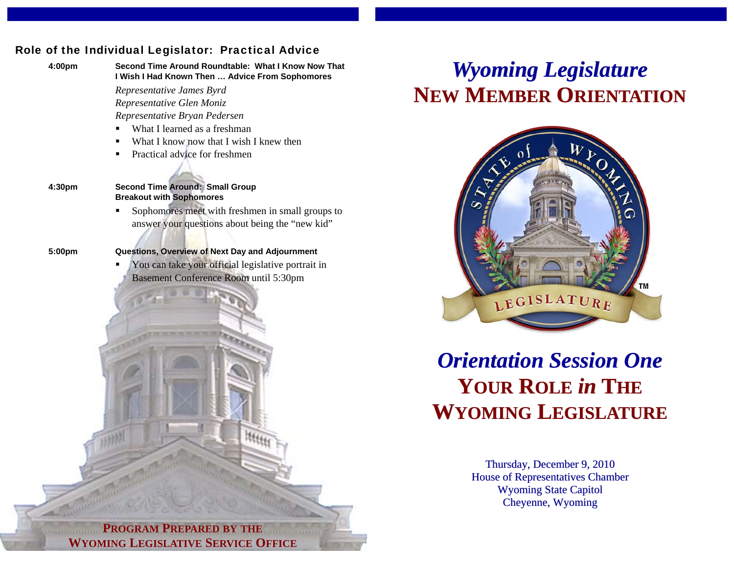## Role of the Individual Legislator: Practical Advice

**4:00pm** — **Second Time Around Roundtable: What I Know Now That I Wish I Had Known Then … Advice From Sophomores**

*Representative James Byrd*
*Representative Glen Moniz*
*Representative Bryan Pedersen*

- What I learned as a freshman
- What I know now that I wish I knew then
- Practical advice for freshmen

**4:30pm** — **Second Time Around: Small Group Breakout with Sophomores**

- Sophomores meet with freshmen in small groups to answer your questions about being the "new kid"

**5:00pm** — **Questions, Overview of Next Day and Adjournment**

- You can take your official legislative portrait in Basement Conference Room until 5:30pm

**PROGRAM PREPARED BY THE WYOMING LEGISLATIVE SERVICE OFFICE**

# *Wyoming Legislature*
# NEW MEMBER ORIENTATION

STATE of WYOMING LEGISLATURE™

## *Orientation Session One*
## YOUR ROLE *in* THE WYOMING LEGISLATURE

Thursday, December 9, 2010
House of Representatives Chamber
Wyoming State Capitol
Cheyenne, Wyoming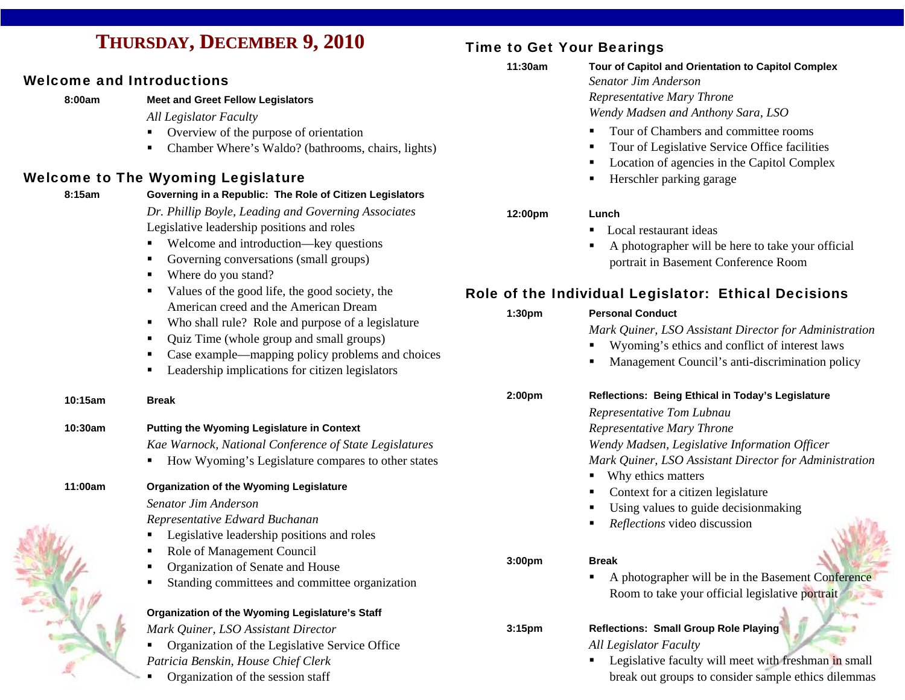# THURSDAY, DECEMBER 9, 2010

## Welcome and Introductions

**8:00am** **Meet and Greet Fellow Legislators**

*All Legislator Faculty*

- Overview of the purpose of orientation
- Chamber Where's Waldo? (bathrooms, chairs, lights)

## Welcome to The Wyoming Legislature

**8:15am** **Governing in a Republic: The Role of Citizen Legislators**

*Dr. Phillip Boyle, Leading and Governing Associates*

Legislative leadership positions and roles

- Welcome and introduction—key questions
- Governing conversations (small groups)
- Where do you stand?
- Values of the good life, the good society, the American creed and the American Dream
- Who shall rule? Role and purpose of a legislature
- Quiz Time (whole group and small groups)
- Case example—mapping policy problems and choices
- Leadership implications for citizen legislators

**10:15am** **Break**

**10:30am** **Putting the Wyoming Legislature in Context**

*Kae Warnock, National Conference of State Legislatures*

- How Wyoming's Legislature compares to other states

**11:00am** **Organization of the Wyoming Legislature**

*Senator Jim Anderson*

*Representative Edward Buchanan*

- Legislative leadership positions and roles
- Role of Management Council
- Organization of Senate and House
- Standing committees and committee organization

**Organization of the Wyoming Legislature's Staff**

*Mark Quiner, LSO Assistant Director*

- Organization of the Legislative Service Office

*Patricia Benskin, House Chief Clerk*

- Organization of the session staff

## Time to Get Your Bearings

**11:30am** **Tour of Capitol and Orientation to Capitol Complex**

*Senator Jim Anderson*

*Representative Mary Throne*

*Wendy Madsen and Anthony Sara, LSO*

- Tour of Chambers and committee rooms
- Tour of Legislative Service Office facilities
- Location of agencies in the Capitol Complex
- Herschler parking garage

**12:00pm** **Lunch**

- Local restaurant ideas
- A photographer will be here to take your official portrait in Basement Conference Room

## Role of the Individual Legislator: Ethical Decisions

**1:30pm** **Personal Conduct**

*Mark Quiner, LSO Assistant Director for Administration*

- Wyoming's ethics and conflict of interest laws
- Management Council's anti-discrimination policy

**2:00pm** **Reflections: Being Ethical in Today's Legislature**

*Representative Tom Lubnau*

*Representative Mary Throne*

*Wendy Madsen, Legislative Information Officer*

*Mark Quiner, LSO Assistant Director for Administration*

- Why ethics matters
- Context for a citizen legislature
- Using values to guide decisionmaking
- *Reflections* video discussion

**3:00pm** **Break**

- A photographer will be in the Basement Conference Room to take your official legislative portrait

**3:15pm** **Reflections: Small Group Role Playing**

*All Legislator Faculty*

- Legislative faculty will meet with freshman in small break out groups to consider sample ethics dilemmas